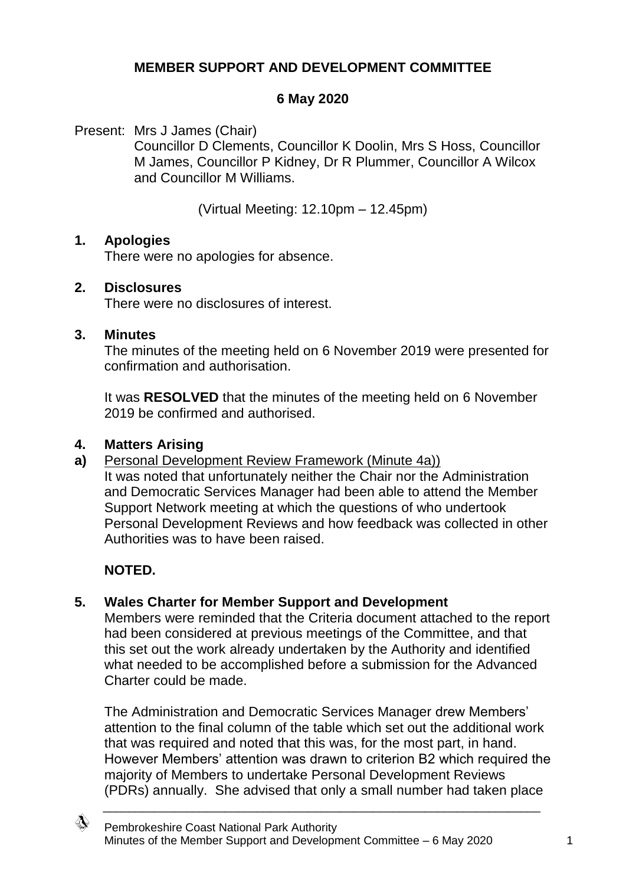# MEMBER SUPPORT AND DEVELOPMENT COMMITTEE

## 6 May 2020

Present: Mrs J James (Chair)
Councillor D Clements, Councillor K Doolin, Mrs S Hoss, Councillor M James, Councillor P Kidney, Dr R Plummer, Councillor A Wilcox and Councillor M Williams.

(Virtual Meeting: 12.10pm – 12.45pm)

**1. Apologies**

There were no apologies for absence.

**2. Disclosures**

There were no disclosures of interest.

**3. Minutes**

The minutes of the meeting held on 6 November 2019 were presented for confirmation and authorisation.

It was **RESOLVED** that the minutes of the meeting held on 6 November 2019 be confirmed and authorised.

**4. Matters Arising**

**a)** Personal Development Review Framework (Minute 4a))
It was noted that unfortunately neither the Chair nor the Administration and Democratic Services Manager had been able to attend the Member Support Network meeting at which the questions of who undertook Personal Development Reviews and how feedback was collected in other Authorities was to have been raised.

**NOTED.**

**5. Wales Charter for Member Support and Development**

Members were reminded that the Criteria document attached to the report had been considered at previous meetings of the Committee, and that this set out the work already undertaken by the Authority and identified what needed to be accomplished before a submission for the Advanced Charter could be made.

The Administration and Democratic Services Manager drew Members' attention to the final column of the table which set out the additional work that was required and noted that this was, for the most part, in hand. However Members' attention was drawn to criterion B2 which required the majority of Members to undertake Personal Development Reviews (PDRs) annually. She advised that only a small number had taken place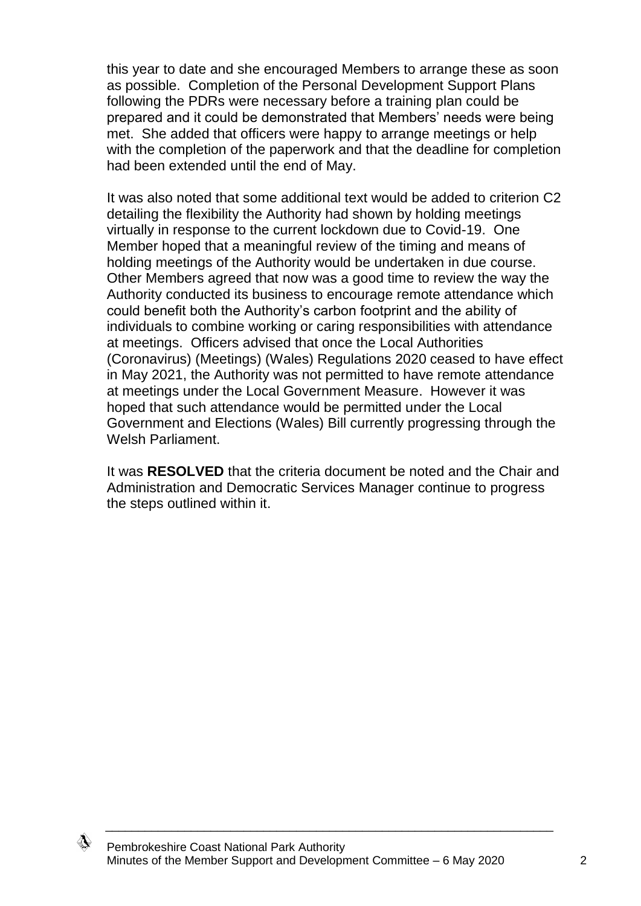this year to date and she encouraged Members to arrange these as soon as possible. Completion of the Personal Development Support Plans following the PDRs were necessary before a training plan could be prepared and it could be demonstrated that Members' needs were being met. She added that officers were happy to arrange meetings or help with the completion of the paperwork and that the deadline for completion had been extended until the end of May.

It was also noted that some additional text would be added to criterion C2 detailing the flexibility the Authority had shown by holding meetings virtually in response to the current lockdown due to Covid-19. One Member hoped that a meaningful review of the timing and means of holding meetings of the Authority would be undertaken in due course. Other Members agreed that now was a good time to review the way the Authority conducted its business to encourage remote attendance which could benefit both the Authority's carbon footprint and the ability of individuals to combine working or caring responsibilities with attendance at meetings. Officers advised that once the Local Authorities (Coronavirus) (Meetings) (Wales) Regulations 2020 ceased to have effect in May 2021, the Authority was not permitted to have remote attendance at meetings under the Local Government Measure. However it was hoped that such attendance would be permitted under the Local Government and Elections (Wales) Bill currently progressing through the Welsh Parliament.

It was **RESOLVED** that the criteria document be noted and the Chair and Administration and Democratic Services Manager continue to progress the steps outlined within it.